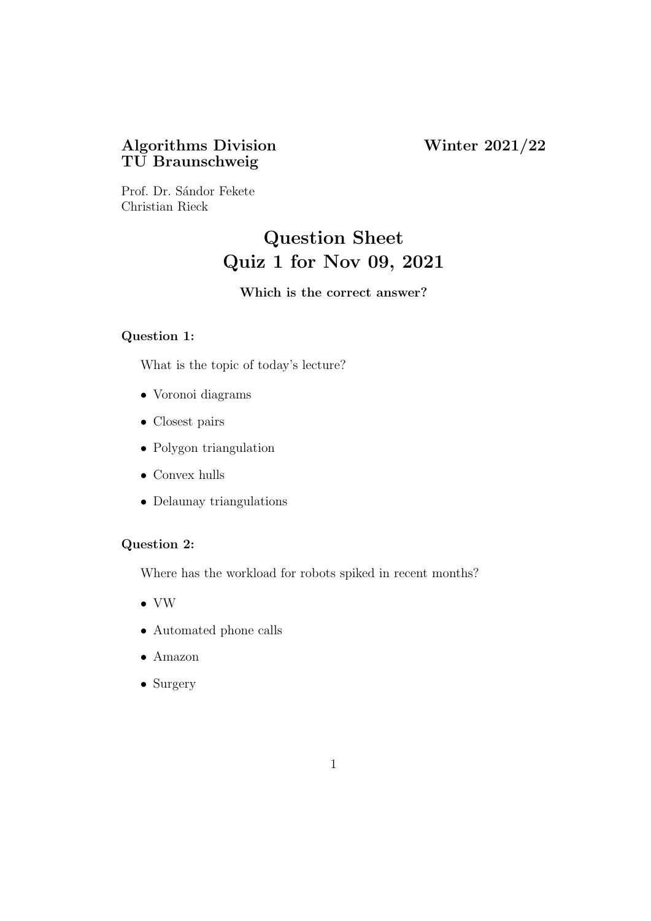**Algorithms Division** **Winter 2021/22**
**TU Braunschweig**

Prof. Dr. Sándor Fekete
Christian Rieck

# Question Sheet
# Quiz 1 for Nov 09, 2021

**Which is the correct answer?**

### Question 1:

What is the topic of today's lecture?

- Voronoi diagrams
- Closest pairs
- Polygon triangulation
- Convex hulls
- Delaunay triangulations

### Question 2:

Where has the workload for robots spiked in recent months?

- VW
- Automated phone calls
- Amazon
- Surgery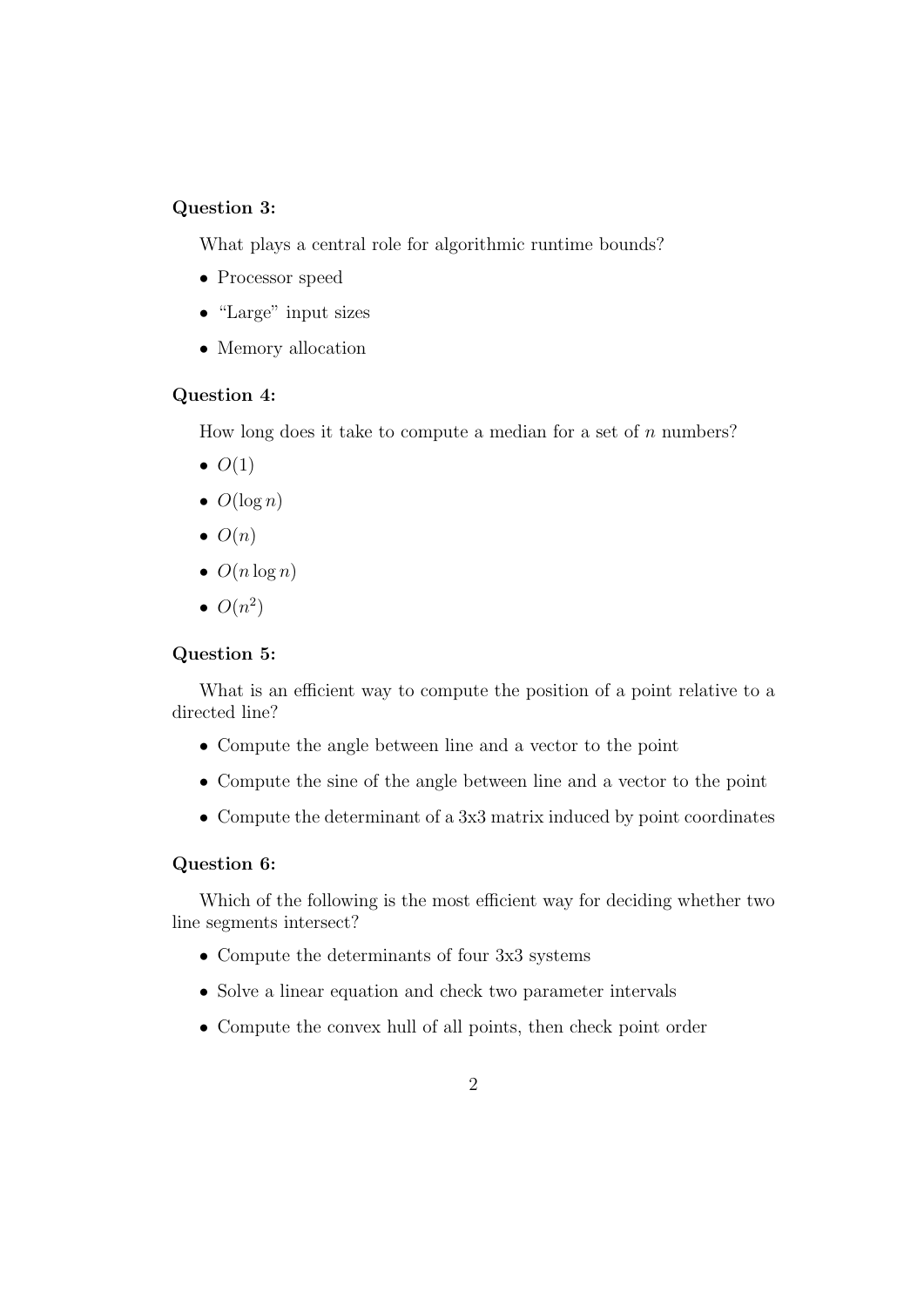**Question 3:**

What plays a central role for algorithmic runtime bounds?

- Processor speed
- "Large" input sizes
- Memory allocation

**Question 4:**

How long does it take to compute a median for a set of $n$ numbers?

- $O(1)$
- $O(\log n)$
- $O(n)$
- $O(n \log n)$
- $O(n^2)$

**Question 5:**

What is an efficient way to compute the position of a point relative to a directed line?

- Compute the angle between line and a vector to the point
- Compute the sine of the angle between line and a vector to the point
- Compute the determinant of a 3x3 matrix induced by point coordinates

**Question 6:**

Which of the following is the most efficient way for deciding whether two line segments intersect?

- Compute the determinants of four 3x3 systems
- Solve a linear equation and check two parameter intervals
- Compute the convex hull of all points, then check point order